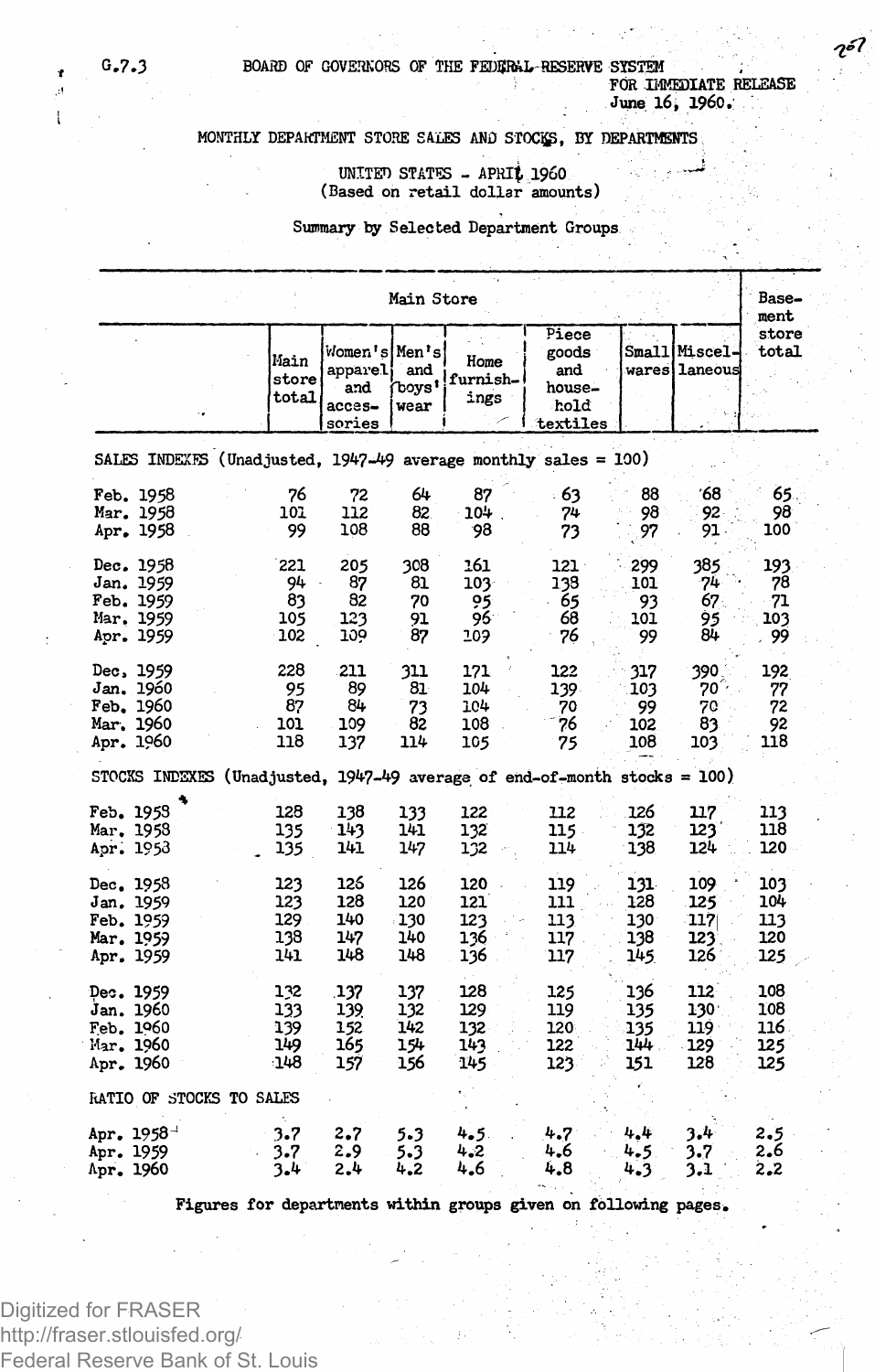G.7.3 BOARD OF GOVERNORS OF THE FEDERAL RESERVE SYSTEM

FOR IMMEDIATE RELEASE
June 16, 1960.

# MONTHLY DEPARTMENT STORE SALES AND STOCKS, BY DEPARTMENTS

UNITED STATES - APRIL 1960
(Based on retail dollar amounts)

## Summary by Selected Department Groups

| | Main Store | | | | | | | Basement store total |
|---|---|---|---|---|---|---|---|---|
| | Main store total | Women's apparel and accessories | Men's and boys' wear | Home furnishings | Piece goods and household textiles | Small wares | Miscellaneous | |
| **SALES INDEXES (Unadjusted, 1947-49 average monthly sales = 100)** | | | | | | | | |
| Feb. 1958 | 76 | 72 | 64 | 87 | 63 | 88 | 68 | 65 |
| Mar. 1958 | 101 | 112 | 82 | 104 | 74 | 98 | 92 | 98 |
| Apr. 1958 | 99 | 108 | 88 | 98 | 73 | 97 | 91 | 100 |
| Dec. 1958 | 221 | 205 | 308 | 161 | 121 | 299 | 385 | 193 |
| Jan. 1959 | 94 | 87 | 81 | 103 | 138 | 101 | 74 | 78 |
| Feb. 1959 | 83 | 82 | 70 | 95 | 65 | 93 | 67 | 71 |
| Mar. 1959 | 105 | 123 | 91 | 96 | 68 | 101 | 95 | 103 |
| Apr. 1959 | 102 | 109 | 87 | 109 | 76 | 99 | 84 | 99 |
| Dec. 1959 | 228 | 211 | 311 | 171 | 122 | 317 | 390 | 192 |
| Jan. 1960 | 95 | 89 | 81 | 104 | 139 | 103 | 70 | 77 |
| Feb. 1960 | 87 | 84 | 73 | 104 | 70 | 99 | 70 | 72 |
| Mar. 1960 | 101 | 109 | 82 | 108 | 76 | 102 | 83 | 92 |
| Apr. 1960 | 118 | 137 | 114 | 105 | 75 | 108 | 103 | 118 |
| **STOCKS INDEXES (Unadjusted, 1947-49 average of end-of-month stocks = 100)** | | | | | | | | |
| Feb. 1958 | 128 | 138 | 133 | 122 | 112 | 126 | 117 | 113 |
| Mar. 1958 | 135 | 143 | 141 | 132 | 115 | 132 | 123 | 118 |
| Apr. 1958 | 135 | 141 | 147 | 132 | 114 | 138 | 124 | 120 |
| Dec. 1958 | 123 | 126 | 126 | 120 | 119 | 131 | 109 | 103 |
| Jan. 1959 | 123 | 128 | 120 | 121 | 111 | 128 | 125 | 104 |
| Feb. 1959 | 129 | 140 | 130 | 123 | 113 | 130 | 117 | 113 |
| Mar. 1959 | 138 | 147 | 140 | 136 | 117 | 138 | 123 | 120 |
| Apr. 1959 | 141 | 148 | 148 | 136 | 117 | 145 | 126 | 125 |
| Dec. 1959 | 132 | 137 | 137 | 128 | 125 | 136 | 112 | 108 |
| Jan. 1960 | 133 | 139 | 132 | 129 | 119 | 135 | 130 | 108 |
| Feb. 1960 | 139 | 152 | 142 | 132 | 120 | 135 | 119 | 116 |
| Mar. 1960 | 149 | 165 | 154 | 143 | 122 | 144 | 129 | 125 |
| Apr. 1960 | 148 | 157 | 156 | 145 | 123 | 151 | 128 | 125 |
| **RATIO OF STOCKS TO SALES** | | | | | | | | |
| Apr. 1958 | 3.7 | 2.7 | 5.3 | 4.5 | 4.7 | 4.4 | 3.4 | 2.5 |
| Apr. 1959 | 3.7 | 2.9 | 5.3 | 4.2 | 4.6 | 4.5 | 3.7 | 2.6 |
| Apr. 1960 | 3.4 | 2.4 | 4.2 | 4.6 | 4.8 | 4.3 | 3.1 | 2.2 |

Figures for departments within groups given on following pages.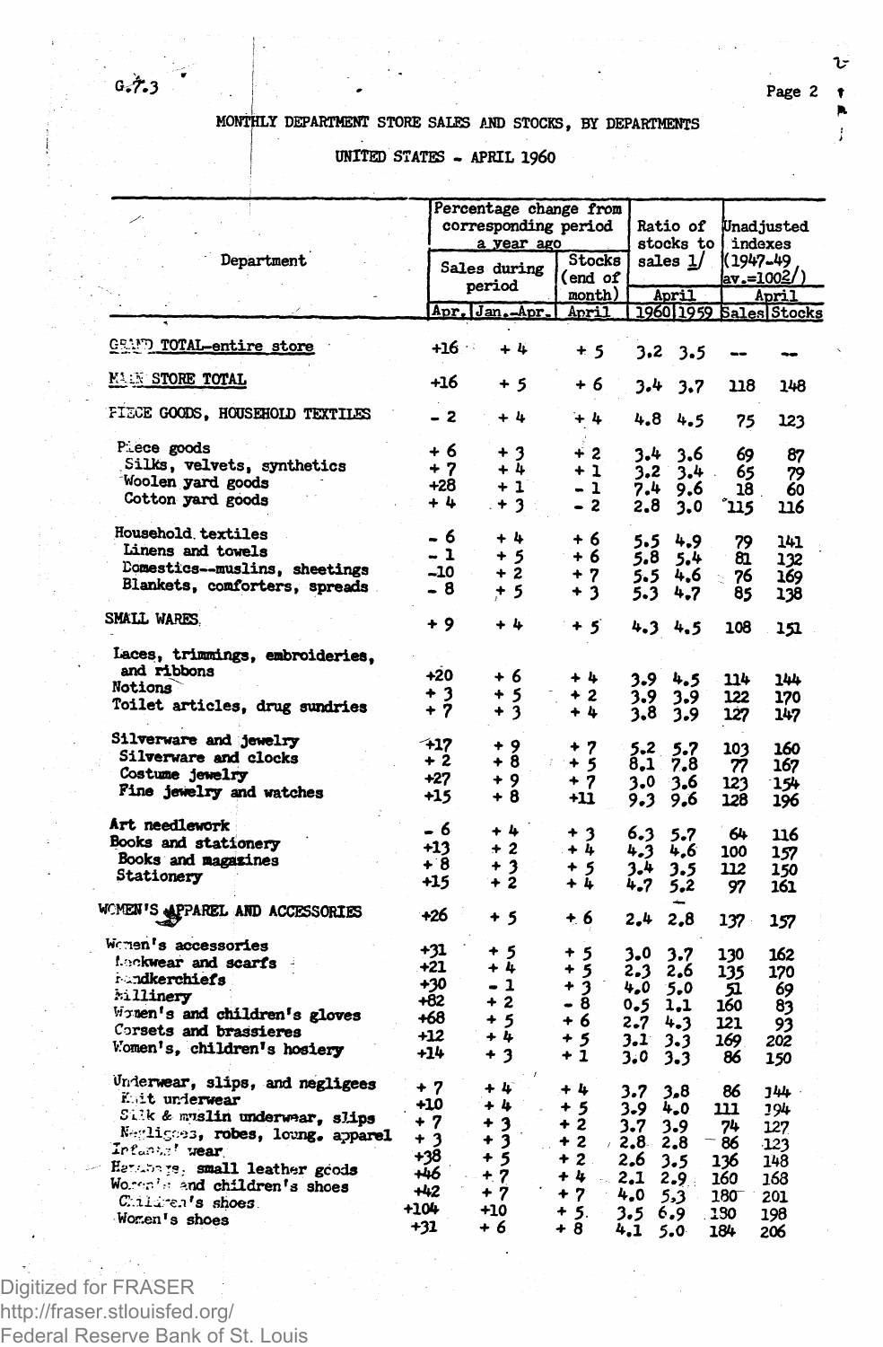G.7.3

## MONTHLY DEPARTMENT STORE SALES AND STOCKS, BY DEPARTMENTS

### UNITED STATES - APRIL 1960

| Department | Percentage change from corresponding period a year ago | | | Ratio of stocks to sales 1/ | | Unadjusted indexes (1947-49 av.=100 2/) | |
|---|---|---|---|---|---|---|---|
| | Sales during period | | Stocks (end of month) | April | | April | |
| | Apr. | Jan.-Apr. | April | 1960 | 1959 | Sales | Stocks |
| GRAND TOTAL-entire store | +16 | + 4 | + 5 | 3.2 | 3.5 | -- | -- |
| MAIN STORE TOTAL | +16 | + 5 | + 6 | 3.4 | 3.7 | 118 | 148 |
| PIECE GOODS, HOUSEHOLD TEXTILES | - 2 | + 4 | + 4 | 4.8 | 4.5 | 75 | 123 |
| Piece goods | + 6 | + 3 | + 2 | 3.4 | 3.6 | 69 | 87 |
| Silks, velvets, synthetics | + 7 | + 4 | + 1 | 3.2 | 3.4 | 65 | 79 |
| Woolen yard goods | +28 | + 1 | - 1 | 7.4 | 9.6 | 18 | 60 |
| Cotton yard goods | + 4 | + 3 | - 2 | 2.8 | 3.0 | 115 | 116 |
| Household textiles | - 6 | + 4 | + 6 | 5.5 | 4.9 | 79 | 141 |
| Linens and towels | - 1 | + 5 | + 6 | 5.8 | 5.4 | 81 | 132 |
| Domestics--muslins, sheetings | -10 | + 2 | + 7 | 5.5 | 4.6 | 76 | 169 |
| Blankets, comforters, spreads | - 8 | + 5 | + 3 | 5.3 | 4.7 | 85 | 138 |
| SMALL WARES | + 9 | + 4 | + 5 | 4.3 | 4.5 | 108 | 151 |
| Laces, trimmings, embroideries, and ribbons | +20 | + 6 | + 4 | 3.9 | 4.5 | 114 | 144 |
| Notions | + 3 | + 5 | + 2 | 3.9 | 3.9 | 122 | 170 |
| Toilet articles, drug sundries | + 7 | + 3 | + 4 | 3.8 | 3.9 | 127 | 147 |
| Silverware and jewelry | +17 | + 9 | + 7 | 5.2 | 5.7 | 103 | 160 |
| Silverware and clocks | + 2 | + 8 | + 5 | 8.1 | 7.8 | 77 | 167 |
| Costume jewelry | +27 | + 9 | + 7 | 3.0 | 3.6 | 123 | 154 |
| Fine jewelry and watches | +15 | + 8 | +11 | 9.3 | 9.6 | 128 | 196 |
| Art needlework | - 6 | + 4 | + 3 | 6.3 | 5.7 | 64 | 116 |
| Books and stationery | +13 | + 2 | + 4 | 4.3 | 4.6 | 100 | 157 |
| Books and magazines | + 8 | + 3 | + 5 | 3.4 | 3.5 | 112 | 150 |
| Stationery | +15 | + 2 | + 4 | 4.7 | 5.2 | 97 | 161 |
| WOMEN'S APPAREL AND ACCESSORIES | +26 | + 5 | + 6 | 2.4 | 2.8 | 137 | 157 |
| Women's accessories | +31 | + 5 | + 5 | 3.0 | 3.7 | 130 | 162 |
| Neckwear and scarfs | +21 | + 4 | + 5 | 2.3 | 2.6 | 135 | 170 |
| Handkerchiefs | +30 | - 1 | + 3 | 4.0 | 5.0 | 51 | 69 |
| Millinery | +82 | + 2 | - 8 | 0.5 | 1.1 | 160 | 83 |
| Women's and children's gloves | +68 | + 5 | + 6 | 2.7 | 4.3 | 121 | 93 |
| Corsets and brassieres | +12 | + 4 | + 5 | 3.1 | 3.3 | 169 | 202 |
| Women's, children's hosiery | +14 | + 3 | + 1 | 3.0 | 3.3 | 86 | 150 |
| Underwear, slips, and negligees | + 7 | + 4 | + 4 | 3.7 | 3.8 | 86 | 144 |
| Knit underwear | +10 | + 4 | + 5 | 3.9 | 4.0 | 111 | 194 |
| Silk & muslin underwear, slips | + 7 | + 3 | + 2 | 3.7 | 3.9 | 74 | 127 |
| Negligees, robes, loung. apparel | + 3 | + 3 | + 2 | 2.8 | 2.8 | 86 | 123 |
| Infants' wear | +38 | + 5 | + 2 | 2.6 | 3.5 | 136 | 148 |
| Handbags, small leather goods | +46 | + 7 | + 4 | 2.1 | 2.9 | 160 | 168 |
| Women's and children's shoes | +42 | + 7 | + 7 | 4.0 | 5.3 | 180 | 201 |
| Children's shoes | +104 | +10 | + 5 | 3.5 | 6.9 | 130 | 198 |
| Women's shoes | +31 | + 6 | + 8 | 4.1 | 5.0 | 184 | 206 |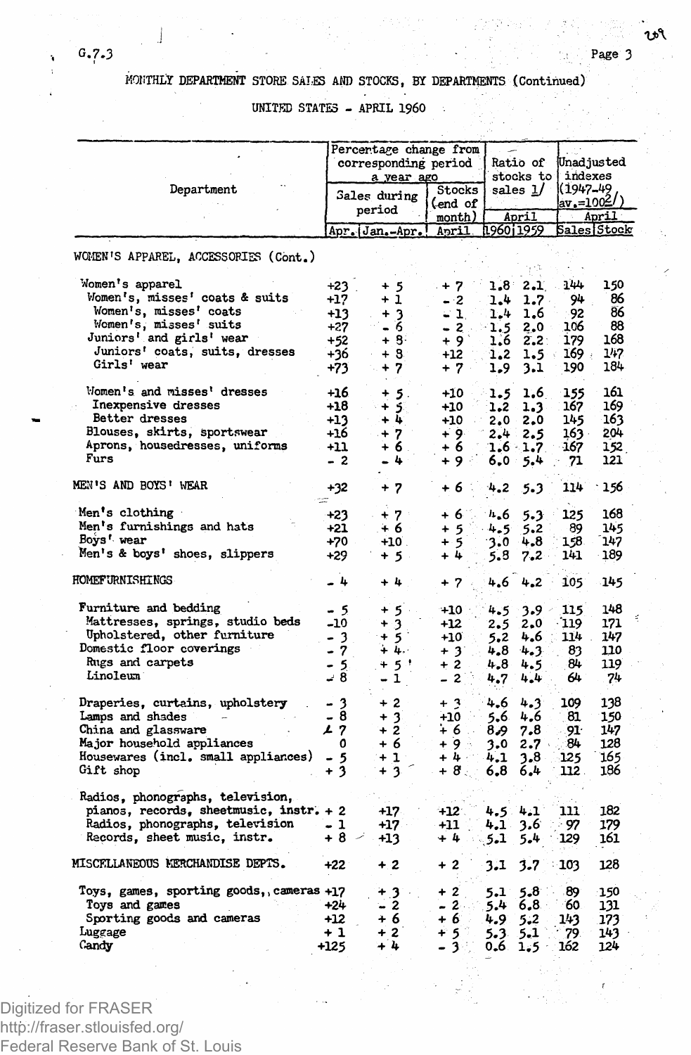G.7.3

MONTHLY DEPARTMENT STORE SALES AND STOCKS, BY DEPARTMENTS (Continued)

UNITED STATES - APRIL 1960

| Department | Percentage change from corresponding period a year ago | | | Ratio of stocks to sales 1/ | | Unadjusted indexes (1947-49 av.=100 2/) | |
|---|---|---|---|---|---|---|---|
| | Sales during period | | Stocks (end of month) | April | | April | |
| | Apr. | Jan.-Apr. | April | 1960 | 1959 | Sales | Stock |
| WOMEN'S APPAREL, ACCESSORIES (Cont.) | | | | | | | |
| Women's apparel | +23 | + 5 | + 7 | 1.8 | 2.1 | 144 | 150 |
| Women's, misses' coats & suits | +17 | + 1 | - 2 | 1.4 | 1.7 | 94 | 86 |
| Women's, misses' coats | +13 | + 3 | - 1 | 1.4 | 1.6 | 92 | 86 |
| Women's, misses' suits | +27 | - 6 | - 2 | 1.5 | 2.0 | 106 | 88 |
| Juniors' and girls' wear | +52 | + 8 | + 9 | 1.6 | 2.2 | 179 | 168 |
| Juniors' coats, suits, dresses | +36 | + 8 | +12 | 1.2 | 1.5 | 169 | 147 |
| Girls' wear | +73 | + 7 | + 7 | 1.9 | 3.1 | 190 | 184 |
| Women's and misses' dresses | +16 | + 5 | +10 | 1.5 | 1.6 | 155 | 161 |
| Inexpensive dresses | +18 | + 5 | +10 | 1.2 | 1.3 | 167 | 169 |
| Better dresses | +13 | + 4 | +10 | 2.0 | 2.0 | 145 | 163 |
| Blouses, skirts, sportswear | +16 | + 7 | + 9 | 2.4 | 2.5 | 163 | 204 |
| Aprons, housedresses, uniforms | +11 | + 6 | + 6 | 1.6 | 1.7 | 167 | 152 |
| Furs | - 2 | - 4 | + 9 | 6.0 | 5.4 | 71 | 121 |
| MEN'S AND BOYS' WEAR | +32 | + 7 | + 6 | 4.2 | 5.3 | 114 | 156 |
| Men's clothing | +23 | + 7 | + 6 | 4.6 | 5.3 | 125 | 168 |
| Men's furnishings and hats | +21 | + 6 | + 5 | 4.5 | 5.2 | 89 | 145 |
| Boys' wear | +70 | +10 | + 5 | 3.0 | 4.8 | 158 | 147 |
| Men's & boys' shoes, slippers | +29 | + 5 | + 4 | 5.8 | 7.2 | 141 | 189 |
| HOMEFURNISHINGS | - 4 | + 4 | + 7 | 4.6 | 4.2 | 105 | 145 |
| Furniture and bedding | - 5 | + 5 | +10 | 4.5 | 3.9 | 115 | 148 |
| Mattresses, springs, studio beds | -10 | + 3 | +12 | 2.5 | 2.0 | 119 | 171 |
| Upholstered, other furniture | - 3 | + 5 | +10 | 5.2 | 4.6 | 114 | 147 |
| Domestic floor coverings | - 7 | + 4 | + 3 | 4.8 | 4.3 | 83 | 110 |
| Rugs and carpets | - 5 | + 5 | + 2 | 4.8 | 4.5 | 84 | 119 |
| Linoleum | - 8 | - 1 | - 2 | 4.7 | 4.4 | 64 | 74 |
| Draperies, curtains, upholstery | - 3 | + 2 | + 3 | 4.6 | 4.3 | 109 | 138 |
| Lamps and shades | - 8 | + 3 | +10 | 5.6 | 4.6 | 81 | 150 |
| China and glassware | + 7 | + 2 | + 6 | 8.9 | 7.8 | 91 | 147 |
| Major household appliances | 0 | + 6 | + 9 | 3.0 | 2.7 | 84 | 128 |
| Housewares (incl. small appliances) | - 5 | + 1 | + 4 | 4.1 | 3.8 | 125 | 165 |
| Gift shop | + 3 | + 3 | + 8 | 6.8 | 6.4 | 112 | 186 |
| Radios, phonographs, television, pianos, records, sheetmusic, instr. | + 2 | +17 | +12 | 4.5 | 4.1 | 111 | 182 |
| Radios, phonographs, television | - 1 | +17 | +11 | 4.1 | 3.6 | 97 | 179 |
| Records, sheet music, instr. | + 8 | +13 | + 4 | 5.1 | 5.4 | 129 | 161 |
| MISCELLANEOUS MERCHANDISE DEPTS. | +22 | + 2 | + 2 | 3.1 | 3.7 | 103 | 128 |
| Toys, games, sporting goods, cameras | +17 | + 3 | + 2 | 5.1 | 5.8 | 89 | 150 |
| Toys and games | +24 | - 2 | - 2 | 5.4 | 6.8 | 60 | 131 |
| Sporting goods and cameras | +12 | + 6 | + 6 | 4.9 | 5.2 | 143 | 173 |
| Luggage | + 1 | + 2 | + 5 | 5.3 | 5.1 | 79 | 143 |
| Candy | +125 | + 4 | - 3 | 0.6 | 1.5 | 162 | 124 |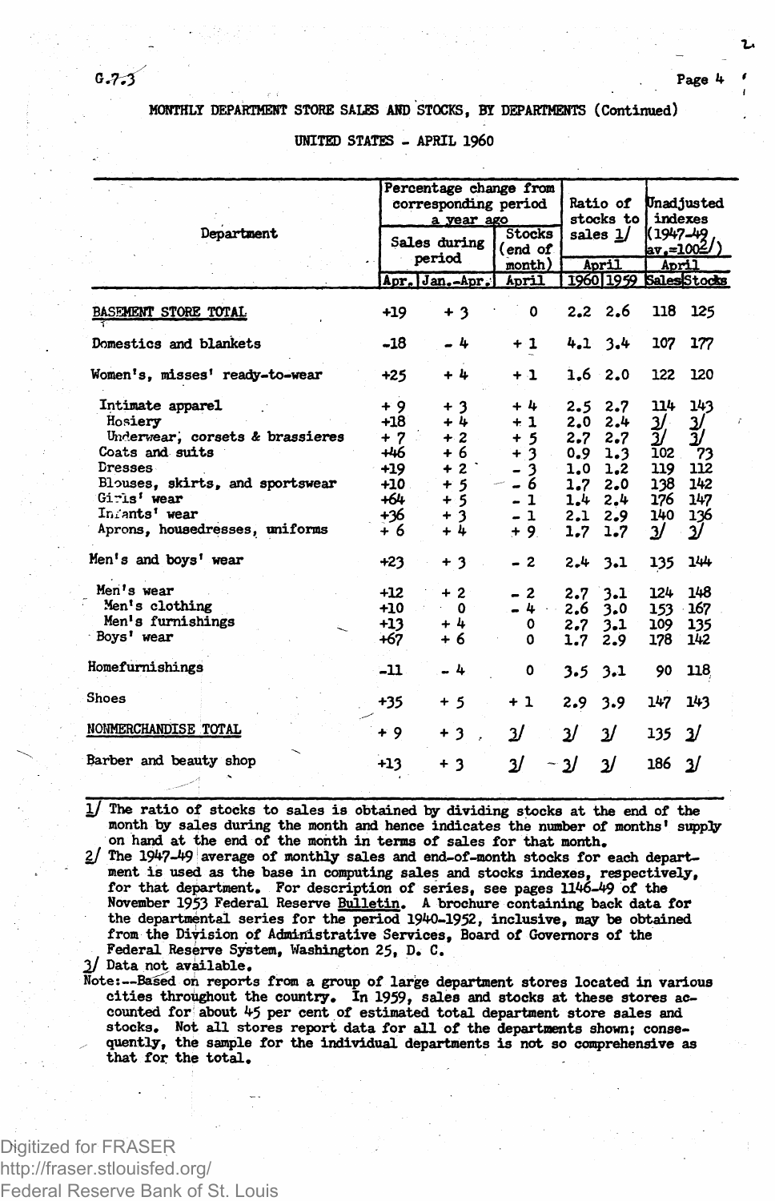G.7.3

## MONTHLY DEPARTMENT STORE SALES AND STOCKS, BY DEPARTMENTS (Continued)

### UNITED STATES - APRIL 1960

| Department | Percentage change from corresponding period a year ago | | | Ratio of stocks to sales 1/ | | Unadjusted indexes (1947-49 av.=100 2/) | |
|---|---|---|---|---|---|---|---|
| | Sales during period | | Stocks (end of month) | April | | April | |
| | Apr. | Jan.-Apr. | April | 1960 | 1959 | Sales | Stocks |
| BASEMENT STORE TOTAL | +19 | + 3 | 0 | 2.2 | 2.6 | 118 | 125 |
| Domestics and blankets | -18 | - 4 | + 1 | 4.1 | 3.4 | 107 | 177 |
| Women's, misses' ready-to-wear | +25 | + 4 | + 1 | 1.6 | 2.0 | 122 | 120 |
| Intimate apparel | + 9 | + 3 | + 4 | 2.5 | 2.7 | 114 | 143 |
| Hosiery | +18 | + 4 | + 1 | 2.0 | 2.4 | 3/ | 3/ |
| Underwear, corsets & brassieres | + 7 | + 2 | + 5 | 2.7 | 2.7 | 3/ | 3/ |
| Coats and suits | +46 | + 6 | + 3 | 0.9 | 1.3 | 102 | 73 |
| Dresses | +19 | + 2 | - 3 | 1.0 | 1.2 | 119 | 112 |
| Blouses, skirts, and sportswear | +10 | + 5 | - 6 | 1.7 | 2.0 | 138 | 142 |
| Girls' wear | +64 | + 5 | - 1 | 1.4 | 2.4 | 176 | 147 |
| Infants' wear | +36 | + 3 | - 1 | 2.1 | 2.9 | 140 | 136 |
| Aprons, housedresses, uniforms | + 6 | + 4 | + 9 | 1.7 | 1.7 | 3/ | 3/ |
| Men's and boys' wear | +23 | + 3 | - 2 | 2.4 | 3.1 | 135 | 144 |
| Men's wear | +12 | + 2 | - 2 | 2.7 | 3.1 | 124 | 148 |
| Men's clothing | +10 | 0 | - 4 | 2.6 | 3.0 | 153 | 167 |
| Men's furnishings | +13 | + 4 | 0 | 2.7 | 3.1 | 109 | 135 |
| Boys' wear | +67 | + 6 | 0 | 1.7 | 2.9 | 178 | 142 |
| Homefurnishings | -11 | - 4 | 0 | 3.5 | 3.1 | 90 | 118 |
| Shoes | +35 | + 5 | + 1 | 2.9 | 3.9 | 147 | 143 |
| NONMERCHANDISE TOTAL | + 9 | + 3 | 3/ | 3/ | 3/ | 135 | 3/ |
| Barber and beauty shop | +13 | + 3 | 3/ | 3/ | 3/ | 186 | 3/ |

1/ The ratio of stocks to sales is obtained by dividing stocks at the end of the month by sales during the month and hence indicates the number of months' supply on hand at the end of the month in terms of sales for that month.

2/ The 1947-49 average of monthly sales and end-of-month stocks for each department is used as the base in computing sales and stocks indexes, respectively, for that department. For description of series, see pages 1146-49 of the November 1953 Federal Reserve Bulletin. A brochure containing back data for the departmental series for the period 1940-1952, inclusive, may be obtained from the Division of Administrative Services, Board of Governors of the Federal Reserve System, Washington 25, D. C.

3/ Data not available.

Note:--Based on reports from a group of large department stores located in various cities throughout the country. In 1959, sales and stocks at these stores accounted for about 45 per cent of estimated total department store sales and stocks. Not all stores report data for all of the departments shown; consequently, the sample for the individual departments is not so comprehensive as that for the total.